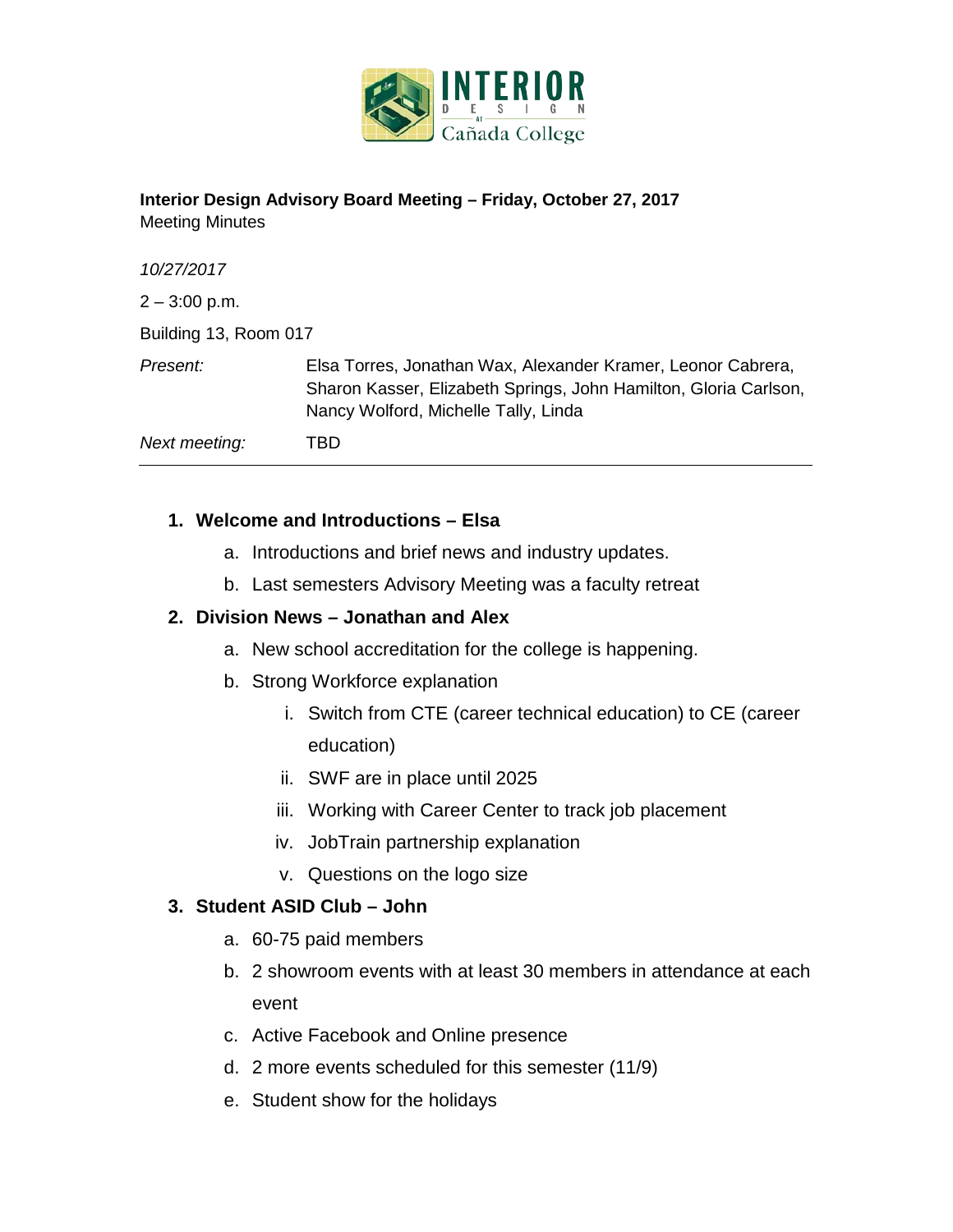**Interior Design Advisory Board Meeting – Friday, October 27, 2017**
Meeting Minutes

*10/27/2017*

2 – 3:00 p.m.

Building 13, Room 017

| | |
|---|---|
| *Present:* | Elsa Torres, Jonathan Wax, Alexander Kramer, Leonor Cabrera, Sharon Kasser, Elizabeth Springs, John Hamilton, Gloria Carlson, Nancy Wolford, Michelle Tally, Linda |
| *Next meeting:* | TBD |

---

1. **Welcome and Introductions – Elsa**
   a. Introductions and brief news and industry updates.
   b. Last semesters Advisory Meeting was a faculty retreat
2. **Division News – Jonathan and Alex**
   a. New school accreditation for the college is happening.
   b. Strong Workforce explanation
      i. Switch from CTE (career technical education) to CE (career education)
      ii. SWF are in place until 2025
      iii. Working with Career Center to track job placement
      iv. JobTrain partnership explanation
      v. Questions on the logo size
3. **Student ASID Club – John**
   a. 60-75 paid members
   b. 2 showroom events with at least 30 members in attendance at each event
   c. Active Facebook and Online presence
   d. 2 more events scheduled for this semester (11/9)
   e. Student show for the holidays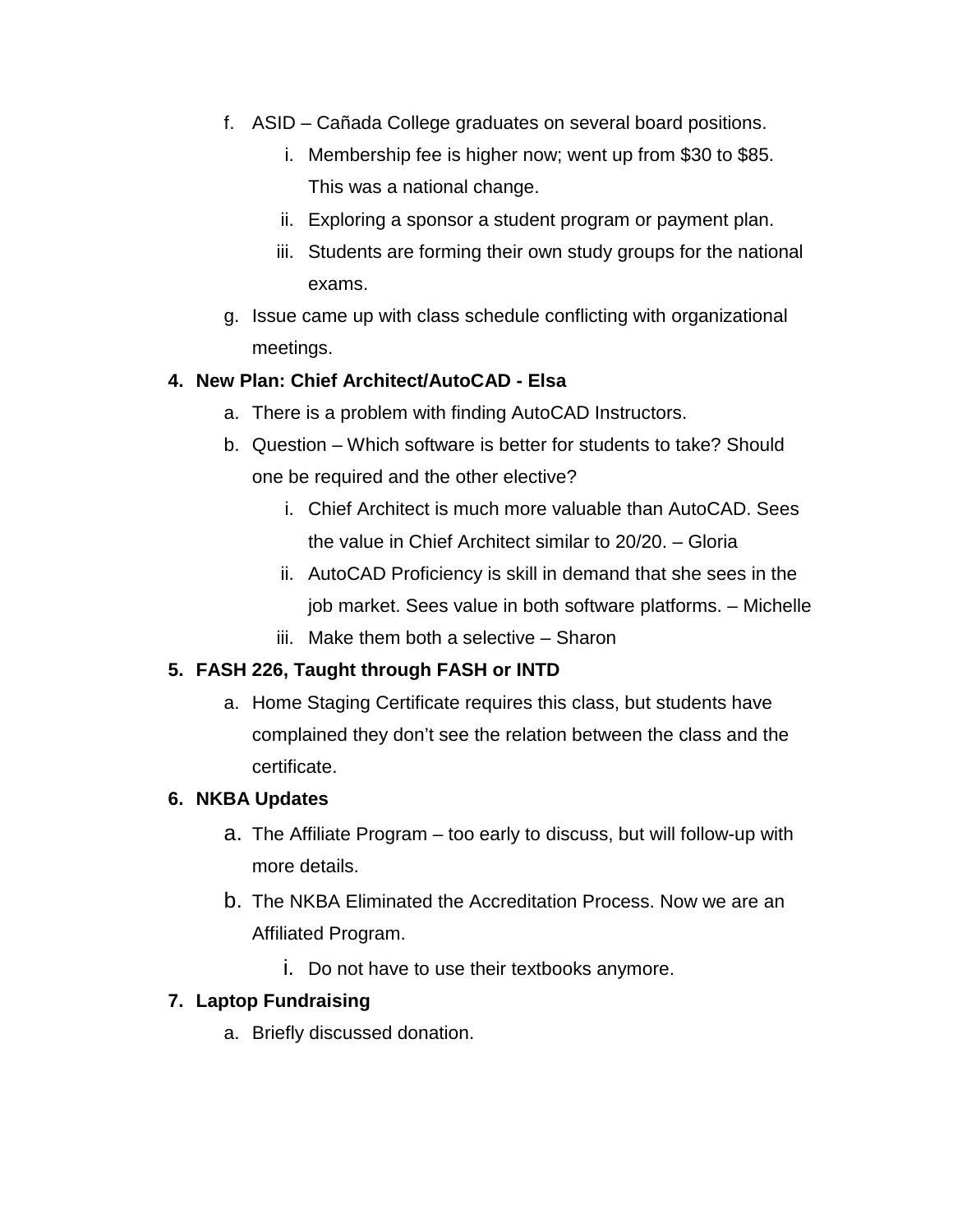f. ASID – Cañada College graduates on several board positions.
      i. Membership fee is higher now; went up from $30 to $85. This was a national change.
      ii. Exploring a sponsor a student program or payment plan.
      iii. Students are forming their own study groups for the national exams.
   g. Issue came up with class schedule conflicting with organizational meetings.

4. **New Plan: Chief Architect/AutoCAD - Elsa**
   a. There is a problem with finding AutoCAD Instructors.
   b. Question – Which software is better for students to take? Should one be required and the other elective?
      i. Chief Architect is much more valuable than AutoCAD. Sees the value in Chief Architect similar to 20/20. – Gloria
      ii. AutoCAD Proficiency is skill in demand that she sees in the job market. Sees value in both software platforms. – Michelle
      iii. Make them both a selective – Sharon

5. **FASH 226, Taught through FASH or INTD**
   a. Home Staging Certificate requires this class, but students have complained they don't see the relation between the class and the certificate.

6. **NKBA Updates**
   a. The Affiliate Program – too early to discuss, but will follow-up with more details.
   b. The NKBA Eliminated the Accreditation Process. Now we are an Affiliated Program.
      i. Do not have to use their textbooks anymore.

7. **Laptop Fundraising**
   a. Briefly discussed donation.